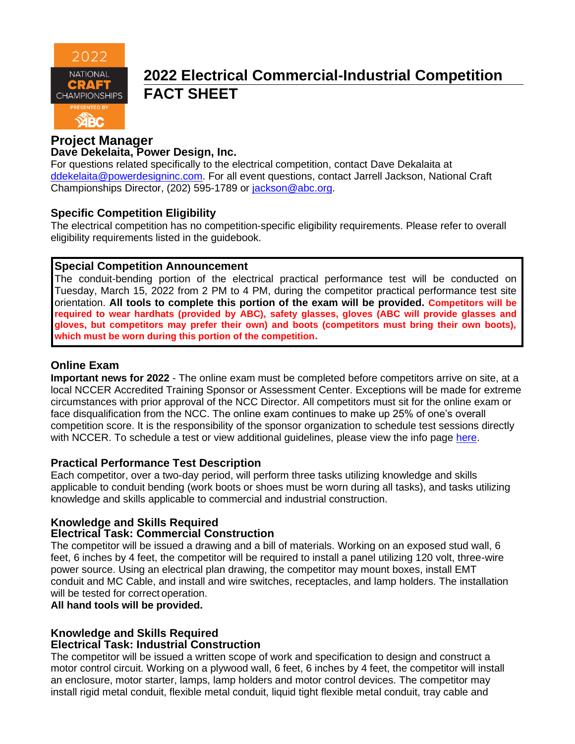# 2022 Electrical Commercial-Industrial Competition FACT SHEET

## Project Manager

**Dave Dekelaita, Power Design, Inc.**

For questions related specifically to the electrical competition, contact Dave Dekalaita at ddekelaita@powerdesigninc.com. For all event questions, contact Jarrell Jackson, National Craft Championships Director, (202) 595-1789 or jackson@abc.org.

### Specific Competition Eligibility

The electrical competition has no competition-specific eligibility requirements. Please refer to overall eligibility requirements listed in the guidebook.

### Special Competition Announcement

The conduit-bending portion of the electrical practical performance test will be conducted on Tuesday, March 15, 2022 from 2 PM to 4 PM, during the competitor practical performance test site orientation. **All tools to complete this portion of the exam will be provided.** **Competitors will be required to wear hardhats (provided by ABC), safety glasses, gloves (ABC will provide glasses and gloves, but competitors may prefer their own) and boots (competitors must bring their own boots), which must be worn during this portion of the competition.**

### Online Exam

**Important news for 2022** - The online exam must be completed before competitors arrive on site, at a local NCCER Accredited Training Sponsor or Assessment Center. Exceptions will be made for extreme circumstances with prior approval of the NCC Director. All competitors must sit for the online exam or face disqualification from the NCC. The online exam continues to make up 25% of one's overall competition score. It is the responsibility of the sponsor organization to schedule test sessions directly with NCCER. To schedule a test or view additional guidelines, please view the info page here.

### Practical Performance Test Description

Each competitor, over a two-day period, will perform three tasks utilizing knowledge and skills applicable to conduit bending (work boots or shoes must be worn during all tasks), and tasks utilizing knowledge and skills applicable to commercial and industrial construction.

### Knowledge and Skills Required

**Electrical Task: Commercial Construction**

The competitor will be issued a drawing and a bill of materials. Working on an exposed stud wall, 6 feet, 6 inches by 4 feet, the competitor will be required to install a panel utilizing 120 volt, three-wire power source. Using an electrical plan drawing, the competitor may mount boxes, install EMT conduit and MC Cable, and install and wire switches, receptacles, and lamp holders. The installation will be tested for correct operation.

**All hand tools will be provided.**

### Knowledge and Skills Required

**Electrical Task: Industrial Construction**

The competitor will be issued a written scope of work and specification to design and construct a motor control circuit. Working on a plywood wall, 6 feet, 6 inches by 4 feet, the competitor will install an enclosure, motor starter, lamps, lamp holders and motor control devices. The competitor may install rigid metal conduit, flexible metal conduit, liquid tight flexible metal conduit, tray cable and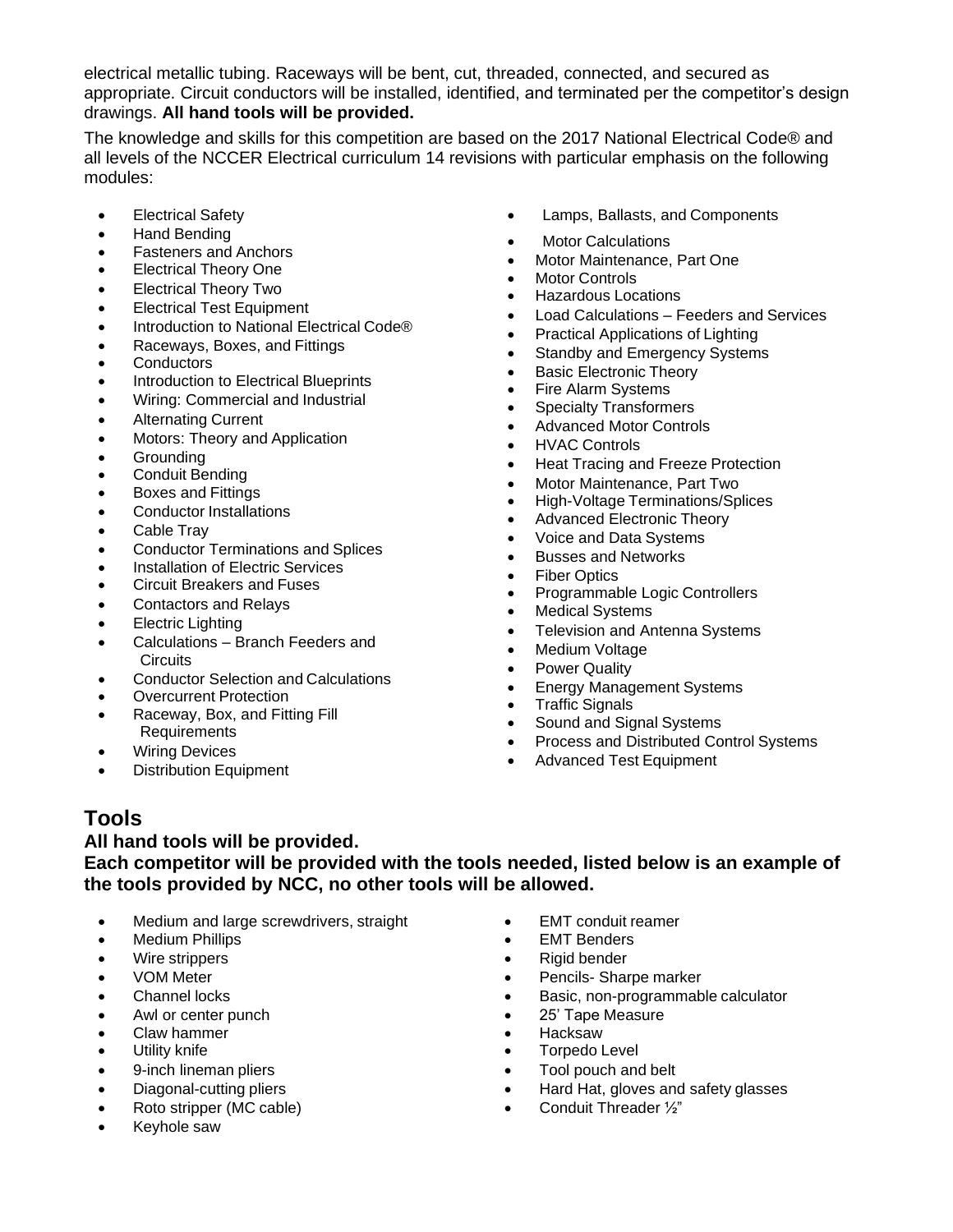electrical metallic tubing. Raceways will be bent, cut, threaded, connected, and secured as appropriate. Circuit conductors will be installed, identified, and terminated per the competitor's design drawings. **All hand tools will be provided.**

The knowledge and skills for this competition are based on the 2017 National Electrical Code® and all levels of the NCCER Electrical curriculum 14 revisions with particular emphasis on the following modules:

- Electrical Safety
- Hand Bending
- Fasteners and Anchors
- Electrical Theory One
- Electrical Theory Two
- Electrical Test Equipment
- Introduction to National Electrical Code®
- Raceways, Boxes, and Fittings
- Conductors
- Introduction to Electrical Blueprints
- Wiring: Commercial and Industrial
- Alternating Current
- Motors: Theory and Application
- Grounding
- Conduit Bending
- Boxes and Fittings
- Conductor Installations
- Cable Tray
- Conductor Terminations and Splices
- Installation of Electric Services
- Circuit Breakers and Fuses
- Contactors and Relays
- Electric Lighting
- Calculations – Branch Feeders and Circuits
- Conductor Selection and Calculations
- Overcurrent Protection
- Raceway, Box, and Fitting Fill Requirements
- Wiring Devices
- Distribution Equipment
- Lamps, Ballasts, and Components
- Motor Calculations
- Motor Maintenance, Part One
- Motor Controls
- Hazardous Locations
- Load Calculations – Feeders and Services
- Practical Applications of Lighting
- Standby and Emergency Systems
- Basic Electronic Theory
- Fire Alarm Systems
- Specialty Transformers
- Advanced Motor Controls
- HVAC Controls
- Heat Tracing and Freeze Protection
- Motor Maintenance, Part Two
- High-Voltage Terminations/Splices
- Advanced Electronic Theory
- Voice and Data Systems
- Busses and Networks
- Fiber Optics
- Programmable Logic Controllers
- Medical Systems
- Television and Antenna Systems
- Medium Voltage
- Power Quality
- Energy Management Systems
- Traffic Signals
- Sound and Signal Systems
- Process and Distributed Control Systems
- Advanced Test Equipment

## Tools

**All hand tools will be provided.**
**Each competitor will be provided with the tools needed, listed below is an example of the tools provided by NCC, no other tools will be allowed.**

- Medium and large screwdrivers, straight
- Medium Phillips
- Wire strippers
- VOM Meter
- Channel locks
- Awl or center punch
- Claw hammer
- Utility knife
- 9-inch lineman pliers
- Diagonal-cutting pliers
- Roto stripper (MC cable)
- Keyhole saw
- EMT conduit reamer
- EMT Benders
- Rigid bender
- Pencils- Sharpe marker
- Basic, non-programmable calculator
- 25' Tape Measure
- Hacksaw
- Torpedo Level
- Tool pouch and belt
- Hard Hat, gloves and safety glasses
- Conduit Threader ½"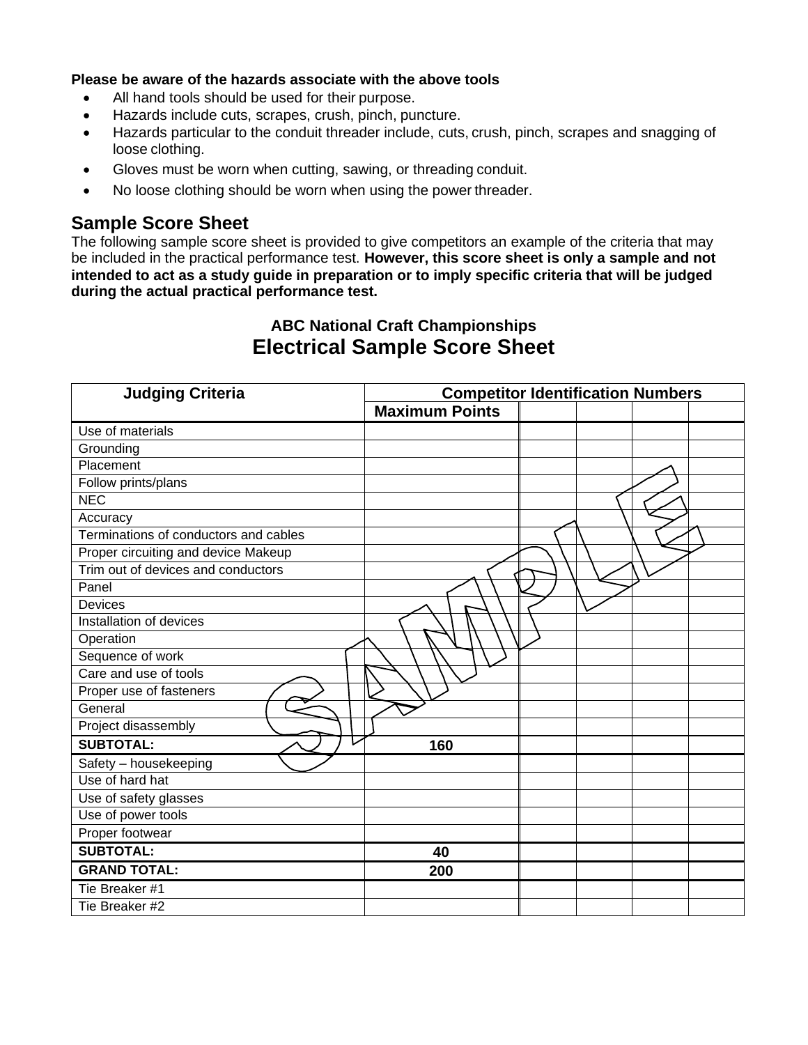**Please be aware of the hazards associate with the above tools**

- All hand tools should be used for their purpose.
- Hazards include cuts, scrapes, crush, pinch, puncture.
- Hazards particular to the conduit threader include, cuts, crush, pinch, scrapes and snagging of loose clothing.
- Gloves must be worn when cutting, sawing, or threading conduit.
- No loose clothing should be worn when using the power threader.

## Sample Score Sheet

The following sample score sheet is provided to give competitors an example of the criteria that may be included in the practical performance test. **However, this score sheet is only a sample and not intended to act as a study guide in preparation or to imply specific criteria that will be judged during the actual practical performance test.**

### ABC National Craft Championships

## Electrical Sample Score Sheet

| Judging Criteria | Competitor Identification Numbers | | | | |
|---|---|---|---|---|---|
| | Maximum Points | | | | |
| Use of materials | | | | | |
| Grounding | | | | | |
| Placement | | | | | |
| Follow prints/plans | | | | | |
| NEC | | | | | |
| Accuracy | | | | | |
| Terminations of conductors and cables | | | | | |
| Proper circuiting and device Makeup | | | | | |
| Trim out of devices and conductors | | | | | |
| Panel | | | | | |
| Devices | | | | | |
| Installation of devices | | | | | |
| Operation | | | | | |
| Sequence of work | | | | | |
| Care and use of tools | | | | | |
| Proper use of fasteners | | | | | |
| General | | | | | |
| Project disassembly | | | | | |
| **SUBTOTAL:** | **160** | | | | |
| Safety – housekeeping | | | | | |
| Use of hard hat | | | | | |
| Use of safety glasses | | | | | |
| Use of power tools | | | | | |
| Proper footwear | | | | | |
| **SUBTOTAL:** | **40** | | | | |
| **GRAND TOTAL:** | **200** | | | | |
| Tie Breaker #1 | | | | | |
| Tie Breaker #2 | | | | | |